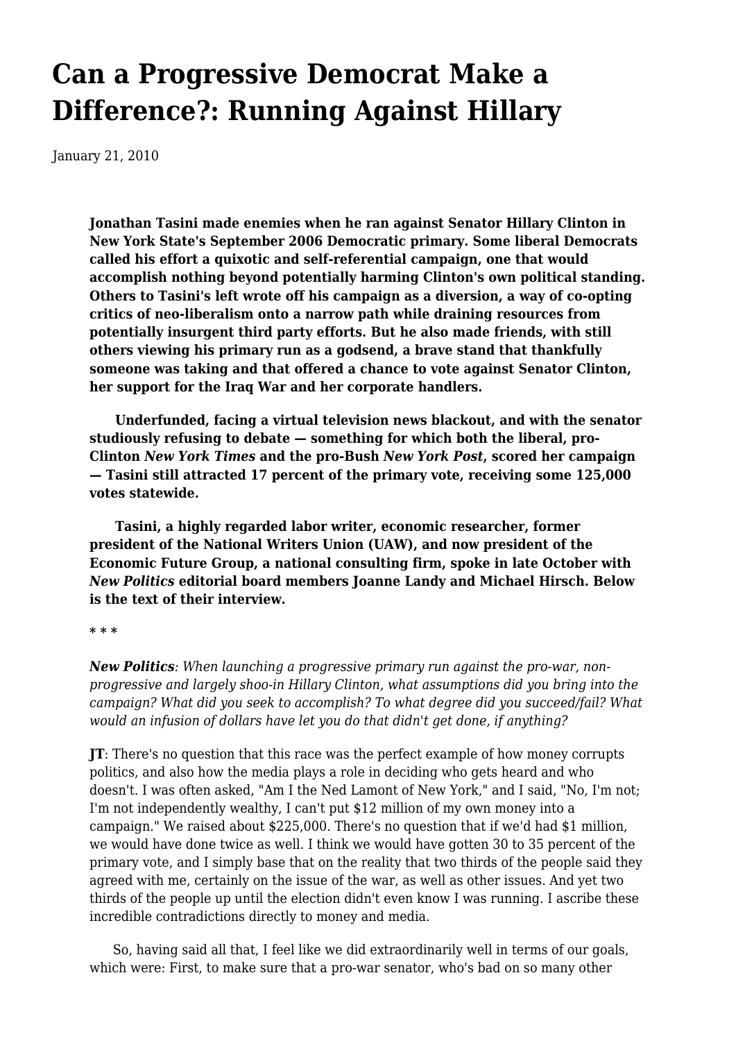# Can a Progressive Democrat Make a Difference?: Running Against Hillary

January 21, 2010

**Jonathan Tasini made enemies when he ran against Senator Hillary Clinton in New York State's September 2006 Democratic primary. Some liberal Democrats called his effort a quixotic and self-referential campaign, one that would accomplish nothing beyond potentially harming Clinton's own political standing. Others to Tasini's left wrote off his campaign as a diversion, a way of co-opting critics of neo-liberalism onto a narrow path while draining resources from potentially insurgent third party efforts. But he also made friends, with still others viewing his primary run as a godsend, a brave stand that thankfully someone was taking and that offered a chance to vote against Senator Clinton, her support for the Iraq War and her corporate handlers.**

**Underfunded, facing a virtual television news blackout, and with the senator studiously refusing to debate — something for which both the liberal, pro-Clinton *New York Times* and the pro-Bush *New York Post*, scored her campaign — Tasini still attracted 17 percent of the primary vote, receiving some 125,000 votes statewide.**

**Tasini, a highly regarded labor writer, economic researcher, former president of the National Writers Union (UAW), and now president of the Economic Future Group, a national consulting firm, spoke in late October with *New Politics* editorial board members Joanne Landy and Michael Hirsch. Below is the text of their interview.**

\* \* \*

***New Politics**: When launching a progressive primary run against the pro-war, non-progressive and largely shoo-in Hillary Clinton, what assumptions did you bring into the campaign? What did you seek to accomplish? To what degree did you succeed/fail? What would an infusion of dollars have let you do that didn't get done, if anything?*

**JT**: There's no question that this race was the perfect example of how money corrupts politics, and also how the media plays a role in deciding who gets heard and who doesn't. I was often asked, "Am I the Ned Lamont of New York," and I said, "No, I'm not; I'm not independently wealthy, I can't put $12 million of my own money into a campaign." We raised about $225,000. There's no question that if we'd had $1 million, we would have done twice as well. I think we would have gotten 30 to 35 percent of the primary vote, and I simply base that on the reality that two thirds of the people said they agreed with me, certainly on the issue of the war, as well as other issues. And yet two thirds of the people up until the election didn't even know I was running. I ascribe these incredible contradictions directly to money and media.

So, having said all that, I feel like we did extraordinarily well in terms of our goals, which were: First, to make sure that a pro-war senator, who's bad on so many other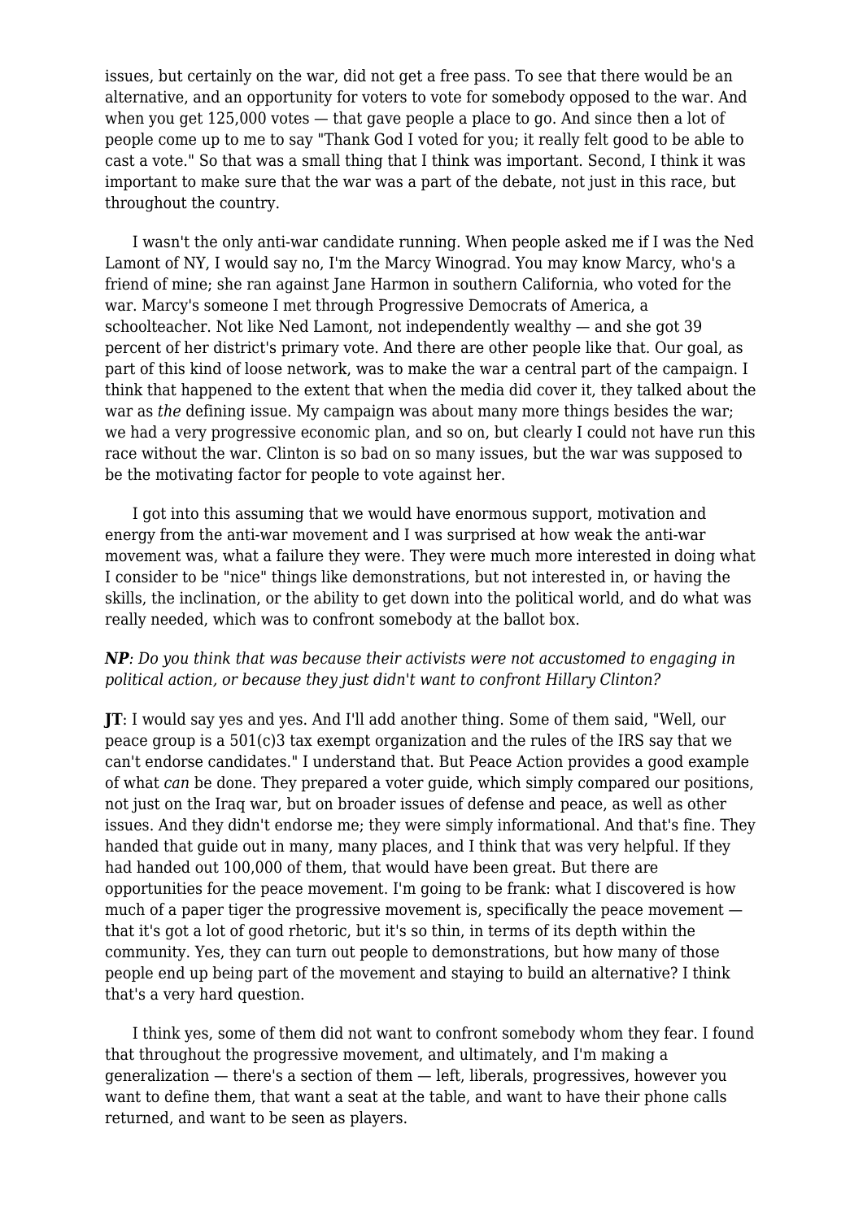issues, but certainly on the war, did not get a free pass. To see that there would be an alternative, and an opportunity for voters to vote for somebody opposed to the war. And when you get 125,000 votes — that gave people a place to go. And since then a lot of people come up to me to say "Thank God I voted for you; it really felt good to be able to cast a vote." So that was a small thing that I think was important. Second, I think it was important to make sure that the war was a part of the debate, not just in this race, but throughout the country.

I wasn't the only anti-war candidate running. When people asked me if I was the Ned Lamont of NY, I would say no, I'm the Marcy Winograd. You may know Marcy, who's a friend of mine; she ran against Jane Harmon in southern California, who voted for the war. Marcy's someone I met through Progressive Democrats of America, a schoolteacher. Not like Ned Lamont, not independently wealthy — and she got 39 percent of her district's primary vote. And there are other people like that. Our goal, as part of this kind of loose network, was to make the war a central part of the campaign. I think that happened to the extent that when the media did cover it, they talked about the war as *the* defining issue. My campaign was about many more things besides the war; we had a very progressive economic plan, and so on, but clearly I could not have run this race without the war. Clinton is so bad on so many issues, but the war was supposed to be the motivating factor for people to vote against her.

I got into this assuming that we would have enormous support, motivation and energy from the anti-war movement and I was surprised at how weak the anti-war movement was, what a failure they were. They were much more interested in doing what I consider to be "nice" things like demonstrations, but not interested in, or having the skills, the inclination, or the ability to get down into the political world, and do what was really needed, which was to confront somebody at the ballot box.

***NP****: Do you think that was because their activists were not accustomed to engaging in political action, or because they just didn't want to confront Hillary Clinton?*

**JT**: I would say yes and yes. And I'll add another thing. Some of them said, "Well, our peace group is a 501(c)3 tax exempt organization and the rules of the IRS say that we can't endorse candidates." I understand that. But Peace Action provides a good example of what *can* be done. They prepared a voter guide, which simply compared our positions, not just on the Iraq war, but on broader issues of defense and peace, as well as other issues. And they didn't endorse me; they were simply informational. And that's fine. They handed that guide out in many, many places, and I think that was very helpful. If they had handed out 100,000 of them, that would have been great. But there are opportunities for the peace movement. I'm going to be frank: what I discovered is how much of a paper tiger the progressive movement is, specifically the peace movement — that it's got a lot of good rhetoric, but it's so thin, in terms of its depth within the community. Yes, they can turn out people to demonstrations, but how many of those people end up being part of the movement and staying to build an alternative? I think that's a very hard question.

I think yes, some of them did not want to confront somebody whom they fear. I found that throughout the progressive movement, and ultimately, and I'm making a generalization — there's a section of them — left, liberals, progressives, however you want to define them, that want a seat at the table, and want to have their phone calls returned, and want to be seen as players.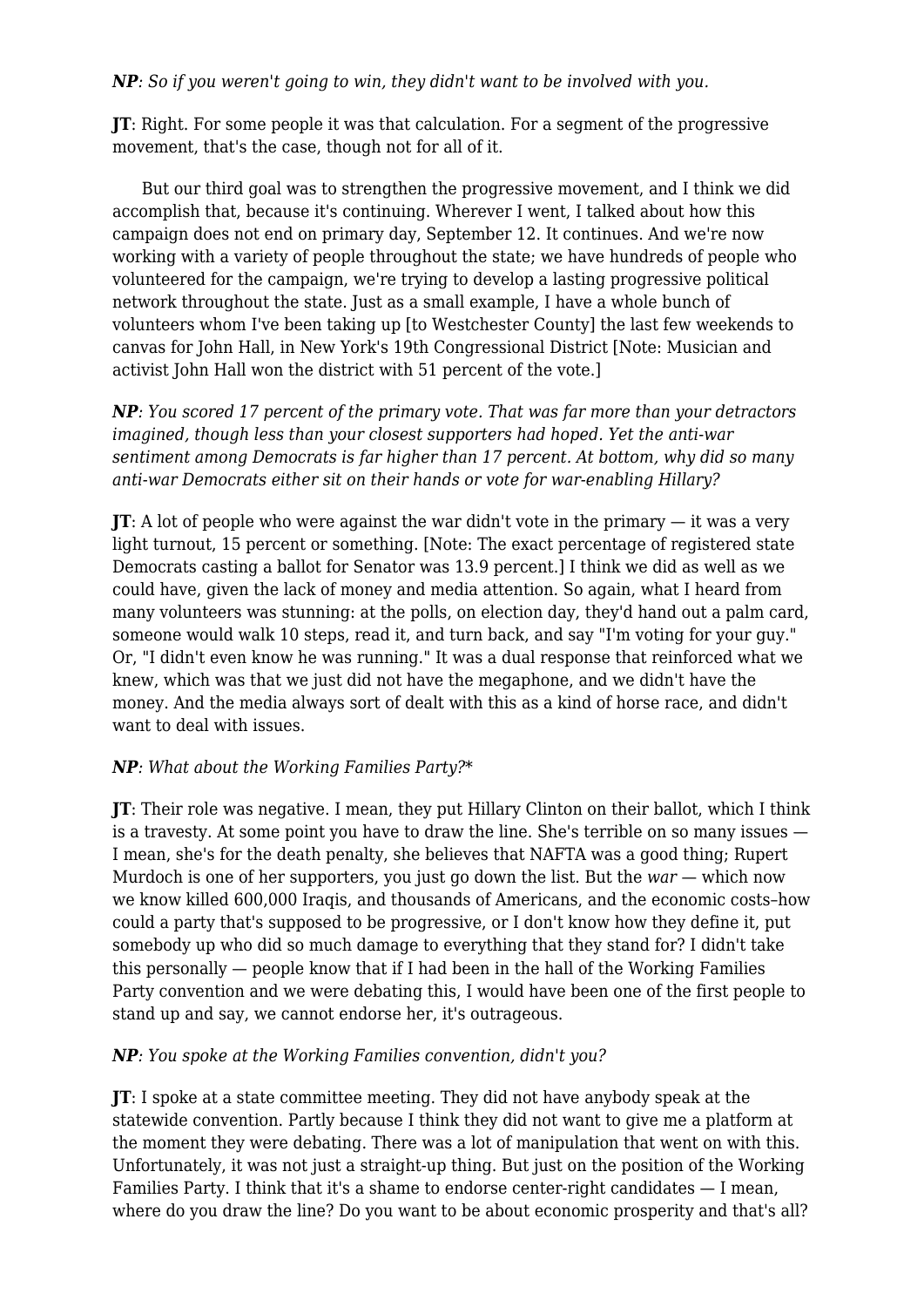***NP**: So if you weren't going to win, they didn't want to be involved with you.*

**JT**: Right. For some people it was that calculation. For a segment of the progressive movement, that's the case, though not for all of it.

But our third goal was to strengthen the progressive movement, and I think we did accomplish that, because it's continuing. Wherever I went, I talked about how this campaign does not end on primary day, September 12. It continues. And we're now working with a variety of people throughout the state; we have hundreds of people who volunteered for the campaign, we're trying to develop a lasting progressive political network throughout the state. Just as a small example, I have a whole bunch of volunteers whom I've been taking up [to Westchester County] the last few weekends to canvas for John Hall, in New York's 19th Congressional District [Note: Musician and activist John Hall won the district with 51 percent of the vote.]

***NP**: You scored 17 percent of the primary vote. That was far more than your detractors imagined, though less than your closest supporters had hoped. Yet the anti-war sentiment among Democrats is far higher than 17 percent. At bottom, why did so many anti-war Democrats either sit on their hands or vote for war-enabling Hillary?*

**JT**: A lot of people who were against the war didn't vote in the primary — it was a very light turnout, 15 percent or something. [Note: The exact percentage of registered state Democrats casting a ballot for Senator was 13.9 percent.] I think we did as well as we could have, given the lack of money and media attention. So again, what I heard from many volunteers was stunning: at the polls, on election day, they'd hand out a palm card, someone would walk 10 steps, read it, and turn back, and say "I'm voting for your guy." Or, "I didn't even know he was running." It was a dual response that reinforced what we knew, which was that we just did not have the megaphone, and we didn't have the money. And the media always sort of dealt with this as a kind of horse race, and didn't want to deal with issues.

***NP**: What about the Working Families Party?**

**JT**: Their role was negative. I mean, they put Hillary Clinton on their ballot, which I think is a travesty. At some point you have to draw the line. She's terrible on so many issues — I mean, she's for the death penalty, she believes that NAFTA was a good thing; Rupert Murdoch is one of her supporters, you just go down the list. But the *war* — which now we know killed 600,000 Iraqis, and thousands of Americans, and the economic costs–how could a party that's supposed to be progressive, or I don't know how they define it, put somebody up who did so much damage to everything that they stand for? I didn't take this personally — people know that if I had been in the hall of the Working Families Party convention and we were debating this, I would have been one of the first people to stand up and say, we cannot endorse her, it's outrageous.

***NP**: You spoke at the Working Families convention, didn't you?*

**JT**: I spoke at a state committee meeting. They did not have anybody speak at the statewide convention. Partly because I think they did not want to give me a platform at the moment they were debating. There was a lot of manipulation that went on with this. Unfortunately, it was not just a straight-up thing. But just on the position of the Working Families Party. I think that it's a shame to endorse center-right candidates — I mean, where do you draw the line? Do you want to be about economic prosperity and that's all?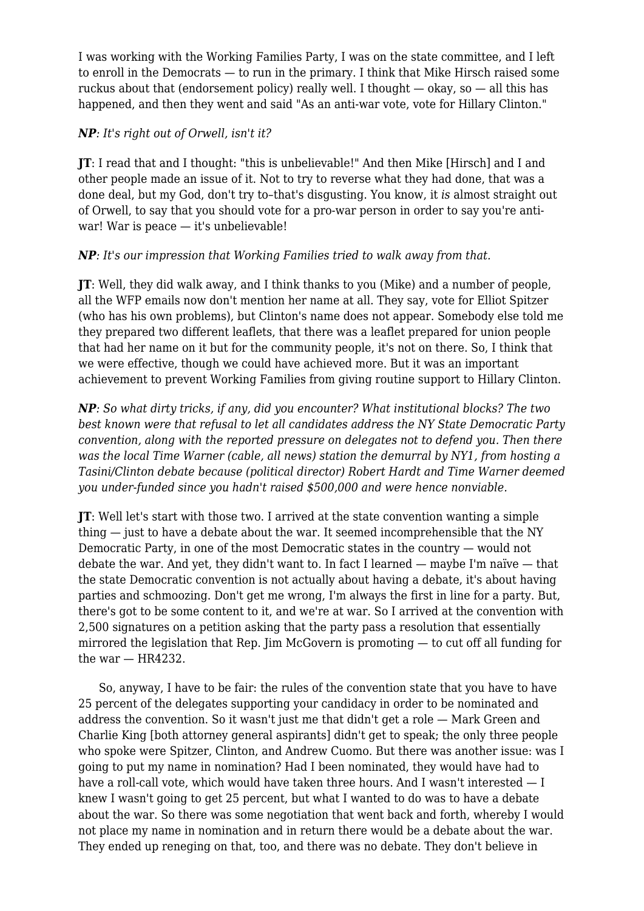I was working with the Working Families Party, I was on the state committee, and I left to enroll in the Democrats — to run in the primary. I think that Mike Hirsch raised some ruckus about that (endorsement policy) really well. I thought — okay, so — all this has happened, and then they went and said "As an anti-war vote, vote for Hillary Clinton."

***NP**: It's right out of Orwell, isn't it?*

**JT**: I read that and I thought: "this is unbelievable!" And then Mike [Hirsch] and I and other people made an issue of it. Not to try to reverse what they had done, that was a done deal, but my God, don't try to–that's disgusting. You know, it *is* almost straight out of Orwell, to say that you should vote for a pro-war person in order to say you're anti-war! War is peace — it's unbelievable!

***NP**: It's our impression that Working Families tried to walk away from that.*

**JT**: Well, they did walk away, and I think thanks to you (Mike) and a number of people, all the WFP emails now don't mention her name at all. They say, vote for Elliot Spitzer (who has his own problems), but Clinton's name does not appear. Somebody else told me they prepared two different leaflets, that there was a leaflet prepared for union people that had her name on it but for the community people, it's not on there. So, I think that we were effective, though we could have achieved more. But it was an important achievement to prevent Working Families from giving routine support to Hillary Clinton.

***NP**: So what dirty tricks, if any, did you encounter? What institutional blocks? The two best known were that refusal to let all candidates address the NY State Democratic Party convention, along with the reported pressure on delegates not to defend you. Then there was the local Time Warner (cable, all news) station the demurral by NY1, from hosting a Tasini/Clinton debate because (political director) Robert Hardt and Time Warner deemed you under-funded since you hadn't raised $500,000 and were hence nonviable.*

**JT**: Well let's start with those two. I arrived at the state convention wanting a simple thing — just to have a debate about the war. It seemed incomprehensible that the NY Democratic Party, in one of the most Democratic states in the country — would not debate the war. And yet, they didn't want to. In fact I learned — maybe I'm naïve — that the state Democratic convention is not actually about having a debate, it's about having parties and schmoozing. Don't get me wrong, I'm always the first in line for a party. But, there's got to be some content to it, and we're at war. So I arrived at the convention with 2,500 signatures on a petition asking that the party pass a resolution that essentially mirrored the legislation that Rep. Jim McGovern is promoting — to cut off all funding for the war — HR4232.

So, anyway, I have to be fair: the rules of the convention state that you have to have 25 percent of the delegates supporting your candidacy in order to be nominated and address the convention. So it wasn't just me that didn't get a role — Mark Green and Charlie King [both attorney general aspirants] didn't get to speak; the only three people who spoke were Spitzer, Clinton, and Andrew Cuomo. But there was another issue: was I going to put my name in nomination? Had I been nominated, they would have had to have a roll-call vote, which would have taken three hours. And I wasn't interested — I knew I wasn't going to get 25 percent, but what I wanted to do was to have a debate about the war. So there was some negotiation that went back and forth, whereby I would not place my name in nomination and in return there would be a debate about the war. They ended up reneging on that, too, and there was no debate. They don't believe in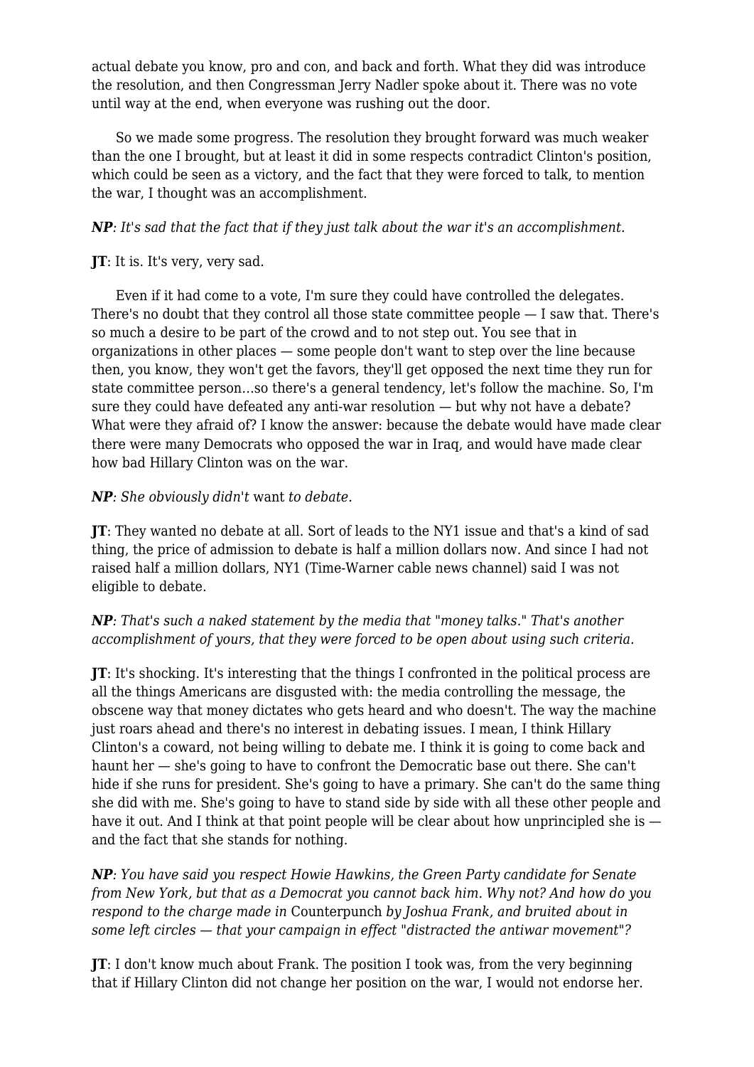actual debate you know, pro and con, and back and forth. What they did was introduce the resolution, and then Congressman Jerry Nadler spoke about it. There was no vote until way at the end, when everyone was rushing out the door.

So we made some progress. The resolution they brought forward was much weaker than the one I brought, but at least it did in some respects contradict Clinton's position, which could be seen as a victory, and the fact that they were forced to talk, to mention the war, I thought was an accomplishment.

***NP**: It's sad that the fact that if they just talk about the war it's an accomplishment.*

**JT**: It is. It's very, very sad.

Even if it had come to a vote, I'm sure they could have controlled the delegates. There's no doubt that they control all those state committee people — I saw that. There's so much a desire to be part of the crowd and to not step out. You see that in organizations in other places — some people don't want to step over the line because then, you know, they won't get the favors, they'll get opposed the next time they run for state committee person…so there's a general tendency, let's follow the machine. So, I'm sure they could have defeated any anti-war resolution — but why not have a debate? What were they afraid of? I know the answer: because the debate would have made clear there were many Democrats who opposed the war in Iraq, and would have made clear how bad Hillary Clinton was on the war.

***NP**: She obviously didn't* want *to debate.*

**JT**: They wanted no debate at all. Sort of leads to the NY1 issue and that's a kind of sad thing, the price of admission to debate is half a million dollars now. And since I had not raised half a million dollars, NY1 (Time-Warner cable news channel) said I was not eligible to debate.

***NP**: That's such a naked statement by the media that "money talks." That's another accomplishment of yours, that they were forced to be open about using such criteria.*

**JT**: It's shocking. It's interesting that the things I confronted in the political process are all the things Americans are disgusted with: the media controlling the message, the obscene way that money dictates who gets heard and who doesn't. The way the machine just roars ahead and there's no interest in debating issues. I mean, I think Hillary Clinton's a coward, not being willing to debate me. I think it is going to come back and haunt her — she's going to have to confront the Democratic base out there. She can't hide if she runs for president. She's going to have a primary. She can't do the same thing she did with me. She's going to have to stand side by side with all these other people and have it out. And I think at that point people will be clear about how unprincipled she is — and the fact that she stands for nothing.

***NP**: You have said you respect Howie Hawkins, the Green Party candidate for Senate from New York, but that as a Democrat you cannot back him. Why not? And how do you respond to the charge made in* Counterpunch *by Joshua Frank, and bruited about in some left circles — that your campaign in effect "distracted the antiwar movement"?*

**JT**: I don't know much about Frank. The position I took was, from the very beginning that if Hillary Clinton did not change her position on the war, I would not endorse her.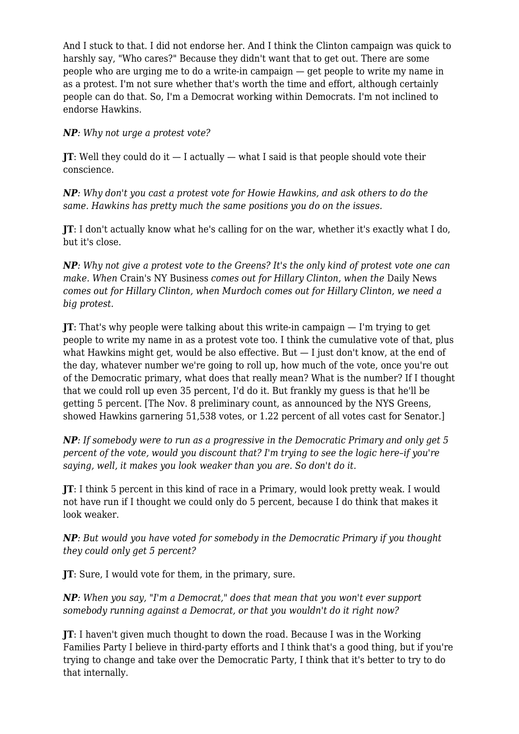And I stuck to that. I did not endorse her. And I think the Clinton campaign was quick to harshly say, "Who cares?" Because they didn't want that to get out. There are some people who are urging me to do a write-in campaign — get people to write my name in as a protest. I'm not sure whether that's worth the time and effort, although certainly people can do that. So, I'm a Democrat working within Democrats. I'm not inclined to endorse Hawkins.

***NP***: *Why not urge a protest vote?*

**JT**: Well they could do it — I actually — what I said is that people should vote their conscience.

***NP***: *Why don't you cast a protest vote for Howie Hawkins, and ask others to do the same. Hawkins has pretty much the same positions you do on the issues.*

**JT**: I don't actually know what he's calling for on the war, whether it's exactly what I do, but it's close.

***NP***: *Why not give a protest vote to the Greens? It's the only kind of protest vote one can make. When* Crain's NY Business *comes out for Hillary Clinton, when the* Daily News *comes out for Hillary Clinton, when Murdoch comes out for Hillary Clinton, we need a big protest.*

**JT**: That's why people were talking about this write-in campaign — I'm trying to get people to write my name in as a protest vote too. I think the cumulative vote of that, plus what Hawkins might get, would be also effective. But — I just don't know, at the end of the day, whatever number we're going to roll up, how much of the vote, once you're out of the Democratic primary, what does that really mean? What is the number? If I thought that we could roll up even 35 percent, I'd do it. But frankly my guess is that he'll be getting 5 percent. [The Nov. 8 preliminary count, as announced by the NYS Greens, showed Hawkins garnering 51,538 votes, or 1.22 percent of all votes cast for Senator.]

***NP***: *If somebody were to run as a progressive in the Democratic Primary and only get 5 percent of the vote, would you discount that? I'm trying to see the logic here–if you're saying, well, it makes you look weaker than you are. So don't do it.*

**JT**: I think 5 percent in this kind of race in a Primary, would look pretty weak. I would not have run if I thought we could only do 5 percent, because I do think that makes it look weaker.

***NP***: *But would you have voted for somebody in the Democratic Primary if you thought they could only get 5 percent?*

**JT**: Sure, I would vote for them, in the primary, sure.

***NP***: *When you say, "I'm a Democrat," does that mean that you won't ever support somebody running against a Democrat, or that you wouldn't do it right now?*

**JT**: I haven't given much thought to down the road. Because I was in the Working Families Party I believe in third-party efforts and I think that's a good thing, but if you're trying to change and take over the Democratic Party, I think that it's better to try to do that internally.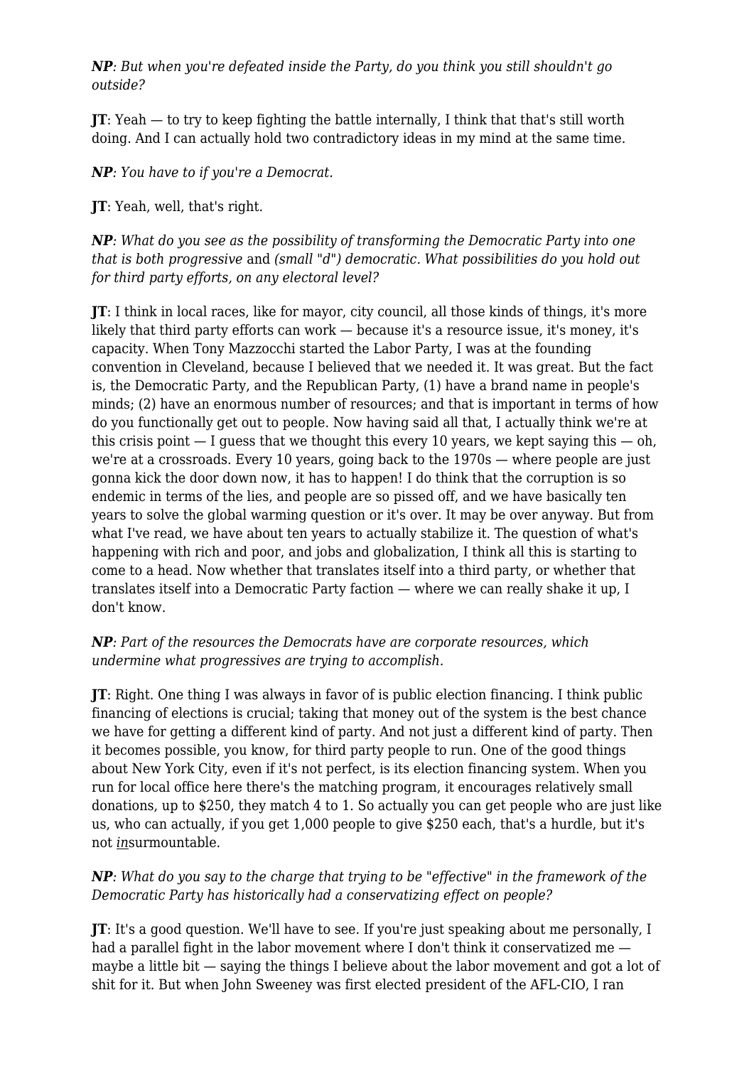***NP**: But when you're defeated inside the Party, do you think you still shouldn't go outside?*

**JT**: Yeah — to try to keep fighting the battle internally, I think that that's still worth doing. And I can actually hold two contradictory ideas in my mind at the same time.

***NP**: You have to if you're a Democrat.*

**JT**: Yeah, well, that's right.

***NP**: What do you see as the possibility of transforming the Democratic Party into one that is both progressive* and *(small "d") democratic. What possibilities do you hold out for third party efforts, on any electoral level?*

**JT**: I think in local races, like for mayor, city council, all those kinds of things, it's more likely that third party efforts can work — because it's a resource issue, it's money, it's capacity. When Tony Mazzocchi started the Labor Party, I was at the founding convention in Cleveland, because I believed that we needed it. It was great. But the fact is, the Democratic Party, and the Republican Party, (1) have a brand name in people's minds; (2) have an enormous number of resources; and that is important in terms of how do you functionally get out to people. Now having said all that, I actually think we're at this crisis point — I guess that we thought this every 10 years, we kept saying this — oh, we're at a crossroads. Every 10 years, going back to the 1970s — where people are just gonna kick the door down now, it has to happen! I do think that the corruption is so endemic in terms of the lies, and people are so pissed off, and we have basically ten years to solve the global warming question or it's over. It may be over anyway. But from what I've read, we have about ten years to actually stabilize it. The question of what's happening with rich and poor, and jobs and globalization, I think all this is starting to come to a head. Now whether that translates itself into a third party, or whether that translates itself into a Democratic Party faction — where we can really shake it up, I don't know.

***NP**: Part of the resources the Democrats have are corporate resources, which undermine what progressives are trying to accomplish.*

**JT**: Right. One thing I was always in favor of is public election financing. I think public financing of elections is crucial; taking that money out of the system is the best chance we have for getting a different kind of party. And not just a different kind of party. Then it becomes possible, you know, for third party people to run. One of the good things about New York City, even if it's not perfect, is its election financing system. When you run for local office here there's the matching program, it encourages relatively small donations, up to $250, they match 4 to 1. So actually you can get people who are just like us, who can actually, if you get 1,000 people to give $250 each, that's a hurdle, but it's not *<u>in</u>*surmountable.

***NP**: What do you say to the charge that trying to be "effective" in the framework of the Democratic Party has historically had a conservatizing effect on people?*

**JT**: It's a good question. We'll have to see. If you're just speaking about me personally, I had a parallel fight in the labor movement where I don't think it conservatized me — maybe a little bit — saying the things I believe about the labor movement and got a lot of shit for it. But when John Sweeney was first elected president of the AFL-CIO, I ran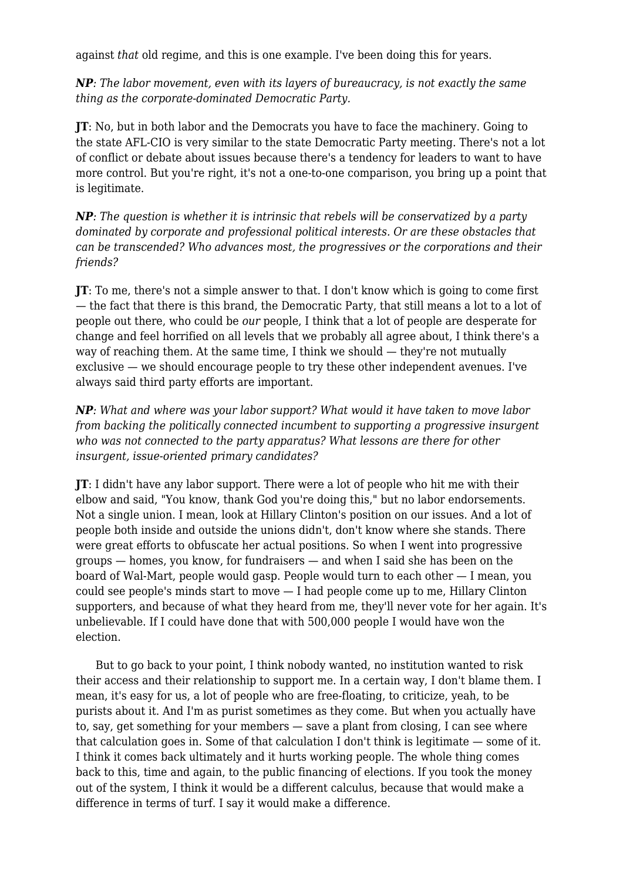against *that* old regime, and this is one example. I've been doing this for years.

***NP****: The labor movement, even with its layers of bureaucracy, is not exactly the same thing as the corporate-dominated Democratic Party.*

**JT**: No, but in both labor and the Democrats you have to face the machinery. Going to the state AFL-CIO is very similar to the state Democratic Party meeting. There's not a lot of conflict or debate about issues because there's a tendency for leaders to want to have more control. But you're right, it's not a one-to-one comparison, you bring up a point that is legitimate.

***NP****: The question is whether it is intrinsic that rebels will be conservatized by a party dominated by corporate and professional political interests. Or are these obstacles that can be transcended? Who advances most, the progressives or the corporations and their friends?*

**JT**: To me, there's not a simple answer to that. I don't know which is going to come first — the fact that there is this brand, the Democratic Party, that still means a lot to a lot of people out there, who could be *our* people, I think that a lot of people are desperate for change and feel horrified on all levels that we probably all agree about, I think there's a way of reaching them. At the same time, I think we should — they're not mutually exclusive — we should encourage people to try these other independent avenues. I've always said third party efforts are important.

***NP****: What and where was your labor support? What would it have taken to move labor from backing the politically connected incumbent to supporting a progressive insurgent who was not connected to the party apparatus? What lessons are there for other insurgent, issue-oriented primary candidates?*

**JT**: I didn't have any labor support. There were a lot of people who hit me with their elbow and said, "You know, thank God you're doing this," but no labor endorsements. Not a single union. I mean, look at Hillary Clinton's position on our issues. And a lot of people both inside and outside the unions didn't, don't know where she stands. There were great efforts to obfuscate her actual positions. So when I went into progressive groups — homes, you know, for fundraisers — and when I said she has been on the board of Wal-Mart, people would gasp. People would turn to each other — I mean, you could see people's minds start to move — I had people come up to me, Hillary Clinton supporters, and because of what they heard from me, they'll never vote for her again. It's unbelievable. If I could have done that with 500,000 people I would have won the election.

But to go back to your point, I think nobody wanted, no institution wanted to risk their access and their relationship to support me. In a certain way, I don't blame them. I mean, it's easy for us, a lot of people who are free-floating, to criticize, yeah, to be purists about it. And I'm as purist sometimes as they come. But when you actually have to, say, get something for your members — save a plant from closing, I can see where that calculation goes in. Some of that calculation I don't think is legitimate — some of it. I think it comes back ultimately and it hurts working people. The whole thing comes back to this, time and again, to the public financing of elections. If you took the money out of the system, I think it would be a different calculus, because that would make a difference in terms of turf. I say it would make a difference.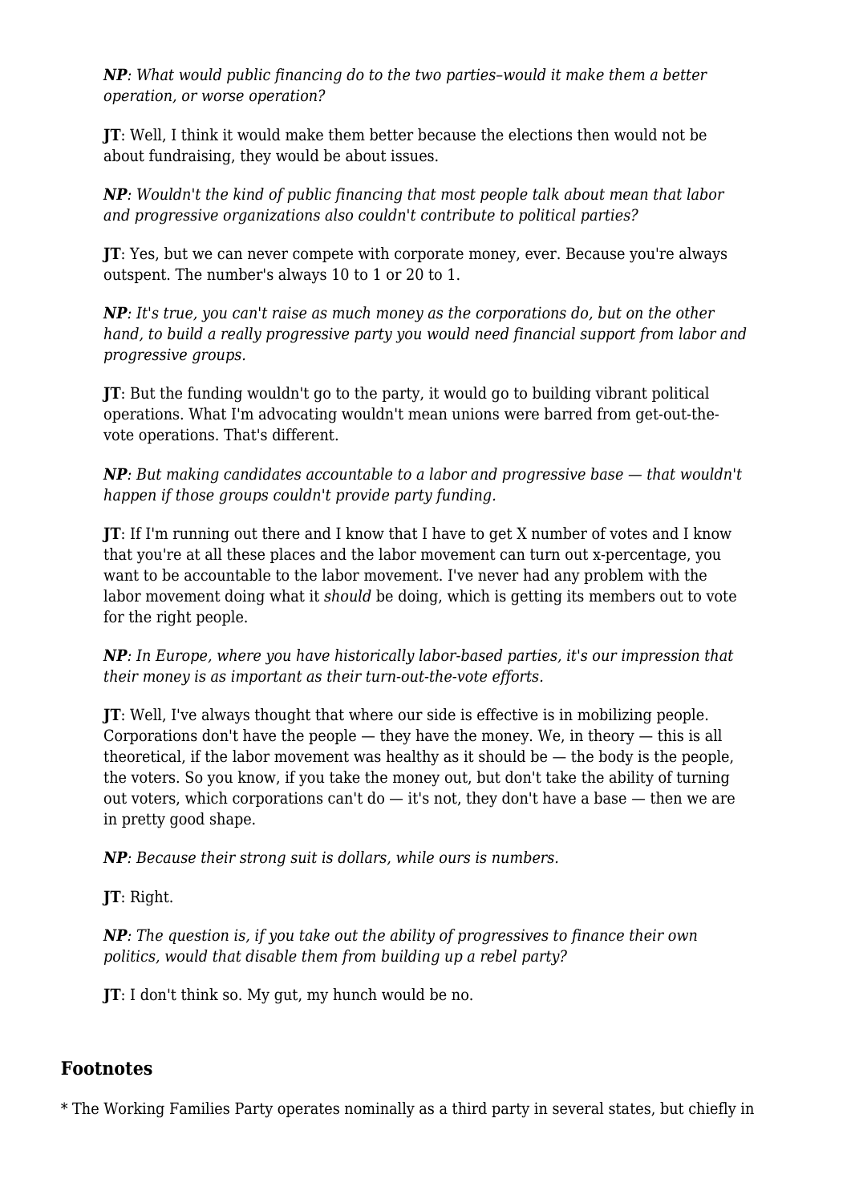***NP****: What would public financing do to the two parties–would it make them a better operation, or worse operation?*

**JT**: Well, I think it would make them better because the elections then would not be about fundraising, they would be about issues.

***NP****: Wouldn't the kind of public financing that most people talk about mean that labor and progressive organizations also couldn't contribute to political parties?*

**JT**: Yes, but we can never compete with corporate money, ever. Because you're always outspent. The number's always 10 to 1 or 20 to 1.

***NP****: It's true, you can't raise as much money as the corporations do, but on the other hand, to build a really progressive party you would need financial support from labor and progressive groups.*

**JT**: But the funding wouldn't go to the party, it would go to building vibrant political operations. What I'm advocating wouldn't mean unions were barred from get-out-the-vote operations. That's different.

***NP****: But making candidates accountable to a labor and progressive base — that wouldn't happen if those groups couldn't provide party funding.*

**JT**: If I'm running out there and I know that I have to get X number of votes and I know that you're at all these places and the labor movement can turn out x-percentage, you want to be accountable to the labor movement. I've never had any problem with the labor movement doing what it *should* be doing, which is getting its members out to vote for the right people.

***NP****: In Europe, where you have historically labor-based parties, it's our impression that their money is as important as their turn-out-the-vote efforts.*

**JT**: Well, I've always thought that where our side is effective is in mobilizing people. Corporations don't have the people — they have the money. We, in theory — this is all theoretical, if the labor movement was healthy as it should be — the body is the people, the voters. So you know, if you take the money out, but don't take the ability of turning out voters, which corporations can't do — it's not, they don't have a base — then we are in pretty good shape.

***NP****: Because their strong suit is dollars, while ours is numbers.*

**JT**: Right.

***NP****: The question is, if you take out the ability of progressives to finance their own politics, would that disable them from building up a rebel party?*

**JT**: I don't think so. My gut, my hunch would be no.

## Footnotes

* The Working Families Party operates nominally as a third party in several states, but chiefly in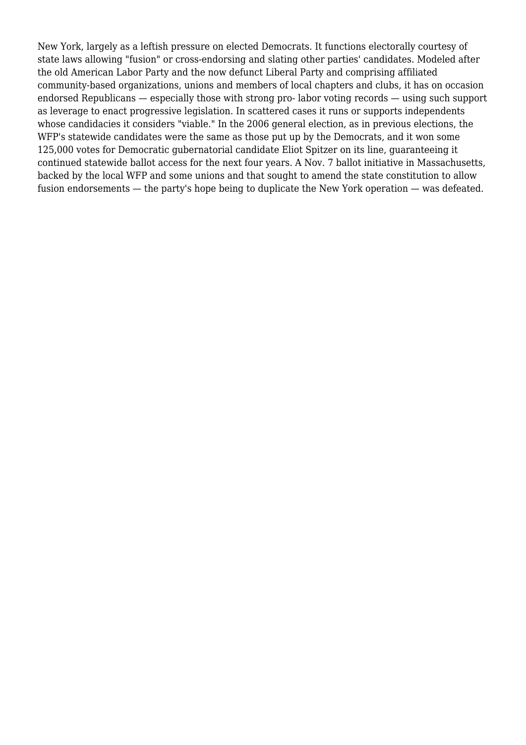New York, largely as a leftish pressure on elected Democrats. It functions electorally courtesy of state laws allowing "fusion" or cross-endorsing and slating other parties' candidates. Modeled after the old American Labor Party and the now defunct Liberal Party and comprising affiliated community-based organizations, unions and members of local chapters and clubs, it has on occasion endorsed Republicans — especially those with strong pro- labor voting records — using such support as leverage to enact progressive legislation. In scattered cases it runs or supports independents whose candidacies it considers "viable." In the 2006 general election, as in previous elections, the WFP's statewide candidates were the same as those put up by the Democrats, and it won some 125,000 votes for Democratic gubernatorial candidate Eliot Spitzer on its line, guaranteeing it continued statewide ballot access for the next four years. A Nov. 7 ballot initiative in Massachusetts, backed by the local WFP and some unions and that sought to amend the state constitution to allow fusion endorsements — the party's hope being to duplicate the New York operation — was defeated.